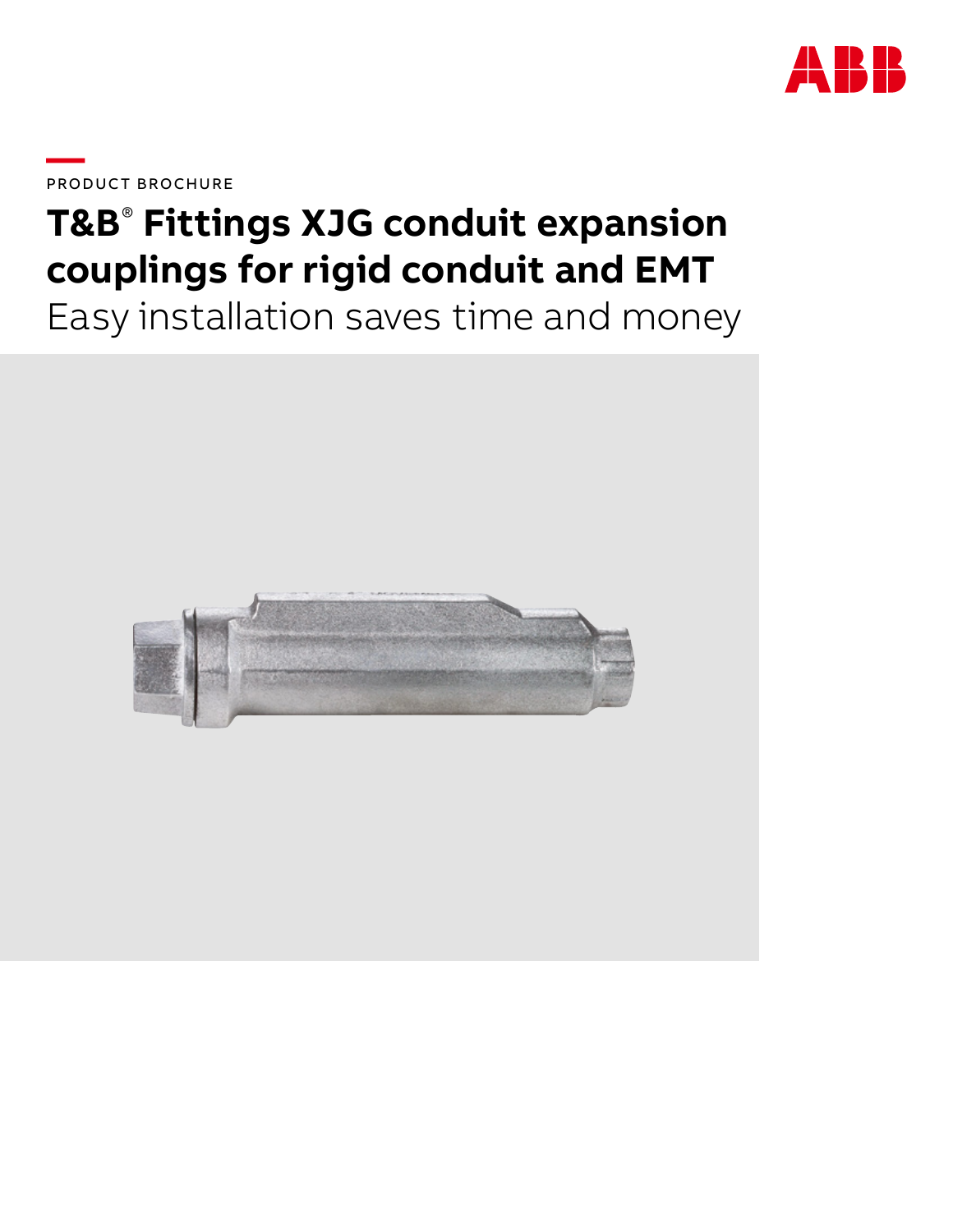PRODUCT BROCHURE

# T&B® Fittings XJG conduit expansion couplings for rigid conduit and EMT

## Easy installation saves time and money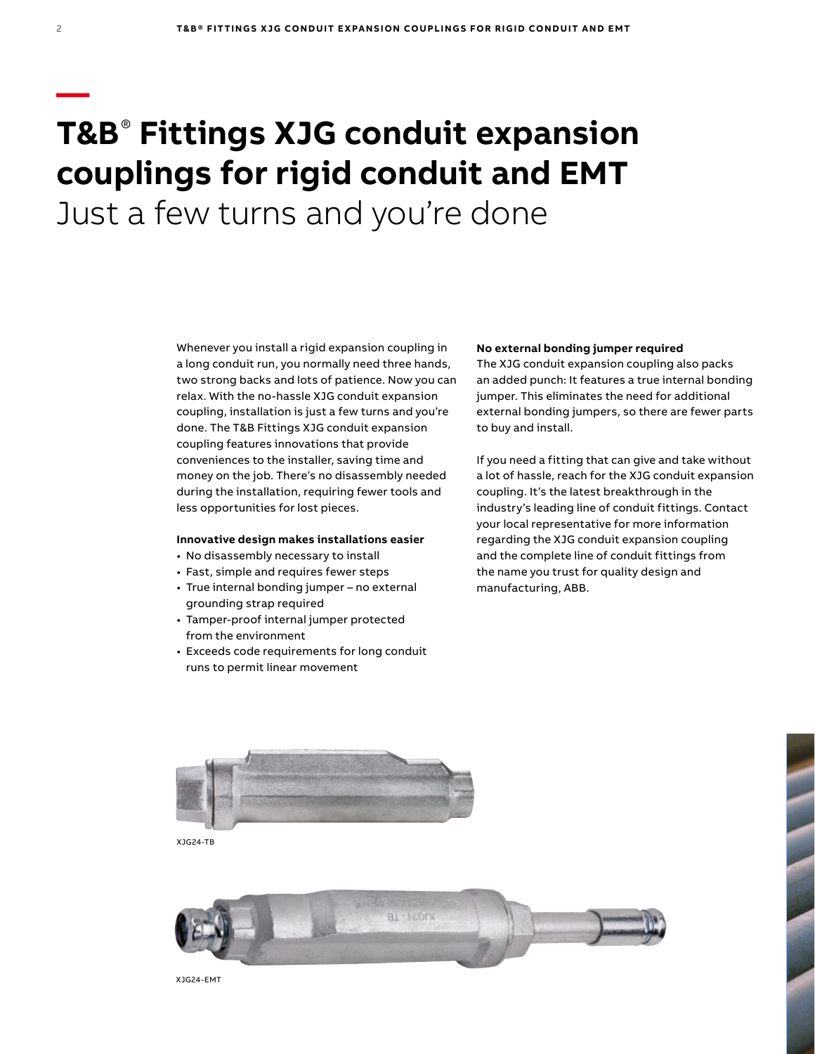# T&B® Fittings XJG conduit expansion couplings for rigid conduit and EMT

Just a few turns and you're done

Whenever you install a rigid expansion coupling in a long conduit run, you normally need three hands, two strong backs and lots of patience. Now you can relax. With the no-hassle XJG conduit expansion coupling, installation is just a few turns and you're done. The T&B Fittings XJG conduit expansion coupling features innovations that provide conveniences to the installer, saving time and money on the job. There's no disassembly needed during the installation, requiring fewer tools and less opportunities for lost pieces.

**Innovative design makes installations easier**

- No disassembly necessary to install
- Fast, simple and requires fewer steps
- True internal bonding jumper – no external grounding strap required
- Tamper-proof internal jumper protected from the environment
- Exceeds code requirements for long conduit runs to permit linear movement

**No external bonding jumper required**

The XJG conduit expansion coupling also packs an added punch: It features a true internal bonding jumper. This eliminates the need for additional external bonding jumpers, so there are fewer parts to buy and install.

If you need a fitting that can give and take without a lot of hassle, reach for the XJG conduit expansion coupling. It's the latest breakthrough in the industry's leading line of conduit fittings. Contact your local representative for more information regarding the XJG conduit expansion coupling and the complete line of conduit fittings from the name you trust for quality design and manufacturing, ABB.

XJG24-TB

XJG24-EMT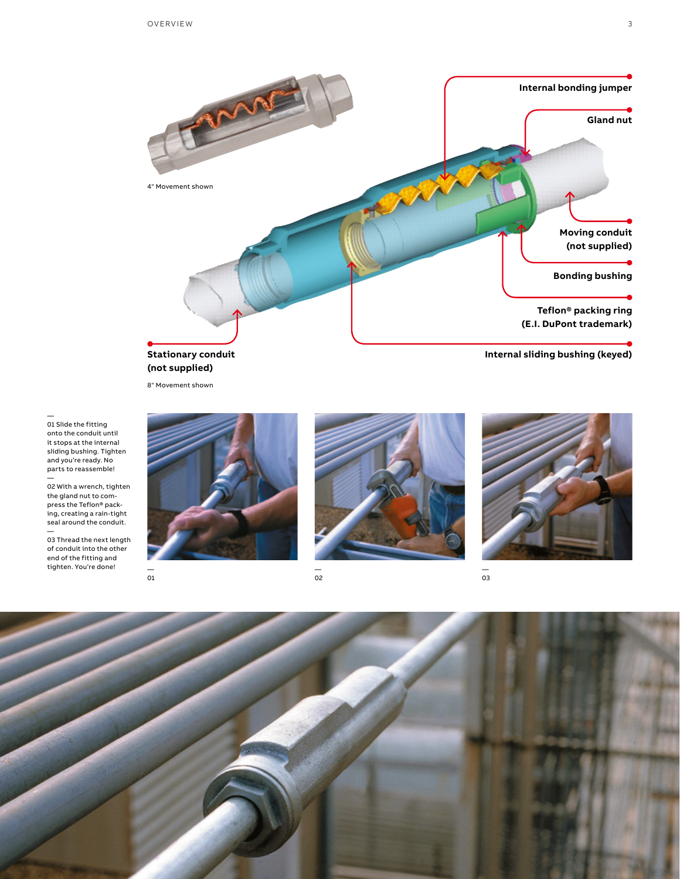Internal bonding jumper

Gland nut

Moving conduit (not supplied)

Bonding bushing

Teflon® packing ring (E.I. DuPont trademark)

Internal sliding bushing (keyed)

Stationary conduit (not supplied)

4" Movement shown

8" Movement shown

—
01 Slide the fitting onto the conduit until it stops at the internal sliding bushing. Tighten and you're ready. No parts to reassemble!

—
02 With a wrench, tighten the gland nut to compress the Teflon® packing, creating a rain-tight seal around the conduit.

—
03 Thread the next length of conduit into the other end of the fitting and tighten. You're done!

—
01

—
02

—
03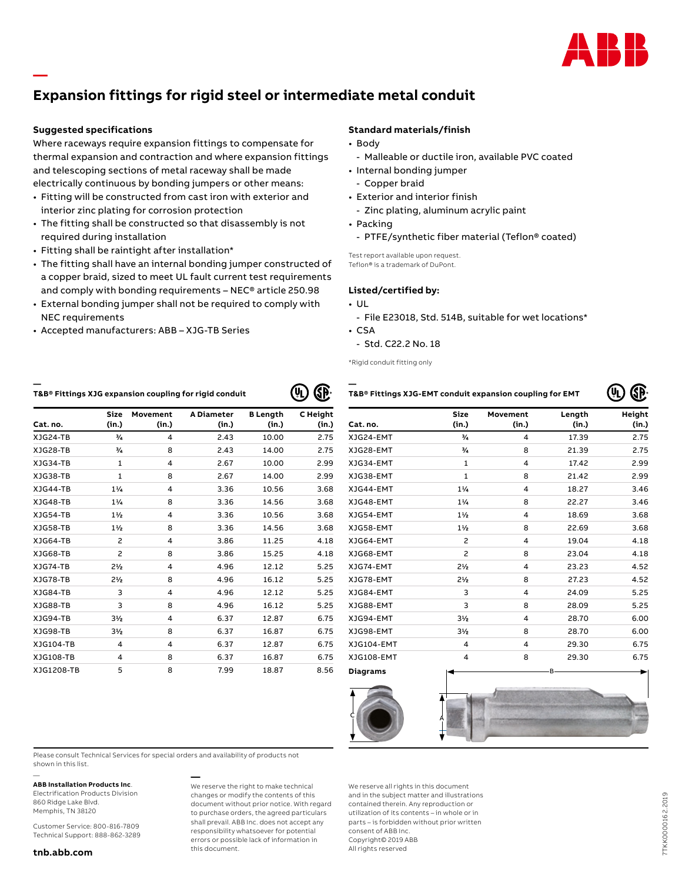―

# Expansion fittings for rigid steel or intermediate metal conduit

### Suggested specifications

Where raceways require expansion fittings to compensate for thermal expansion and contraction and where expansion fittings and telescoping sections of metal raceway shall be made electrically continuous by bonding jumpers or other means:

- Fitting will be constructed from cast iron with exterior and interior zinc plating for corrosion protection
- The fitting shall be constructed so that disassembly is not required during installation
- Fitting shall be raintight after installation*
- The fitting shall have an internal bonding jumper constructed of a copper braid, sized to meet UL fault current test requirements and comply with bonding requirements – NEC® article 250.98
- External bonding jumper shall not be required to comply with NEC requirements
- Accepted manufacturers: ABB – XJG-TB Series

### Standard materials/finish

- Body
  - Malleable or ductile iron, available PVC coated
- Internal bonding jumper
  - Copper braid
- Exterior and interior finish
  - Zinc plating, aluminum acrylic paint
- Packing
  - PTFE/synthetic fiber material (Teflon® coated)

Test report available upon request.
Teflon® is a trademark of DuPont.

### Listed/certified by:

- UL
  - File E23018, Std. 514B, suitable for wet locations*
- CSA
  - Std. C22.2 No. 18

*Rigid conduit fitting only

### T&B® Fittings XJG expansion coupling for rigid conduit

| Cat. no. | Size (in.) | Movement (in.) | A Diameter (in.) | B Length (in.) | C Height (in.) |
|---|---|---|---|---|---|
| XJG24-TB | ¾ | 4 | 2.43 | 10.00 | 2.75 |
| XJG28-TB | ¾ | 8 | 2.43 | 14.00 | 2.75 |
| XJG34-TB | 1 | 4 | 2.67 | 10.00 | 2.99 |
| XJG38-TB | 1 | 8 | 2.67 | 14.00 | 2.99 |
| XJG44-TB | 1¼ | 4 | 3.36 | 10.56 | 3.68 |
| XJG48-TB | 1¼ | 8 | 3.36 | 14.56 | 3.68 |
| XJG54-TB | 1½ | 4 | 3.36 | 10.56 | 3.68 |
| XJG58-TB | 1½ | 8 | 3.36 | 14.56 | 3.68 |
| XJG64-TB | 2 | 4 | 3.86 | 11.25 | 4.18 |
| XJG68-TB | 2 | 8 | 3.86 | 15.25 | 4.18 |
| XJG74-TB | 2½ | 4 | 4.96 | 12.12 | 5.25 |
| XJG78-TB | 2½ | 8 | 4.96 | 16.12 | 5.25 |
| XJG84-TB | 3 | 4 | 4.96 | 12.12 | 5.25 |
| XJG88-TB | 3 | 8 | 4.96 | 16.12 | 5.25 |
| XJG94-TB | 3½ | 4 | 6.37 | 12.87 | 6.75 |
| XJG98-TB | 3½ | 8 | 6.37 | 16.87 | 6.75 |
| XJG104-TB | 4 | 4 | 6.37 | 12.87 | 6.75 |
| XJG108-TB | 4 | 8 | 6.37 | 16.87 | 6.75 |
| XJG1208-TB | 5 | 8 | 7.99 | 18.87 | 8.56 |

### T&B® Fittings XJG-EMT conduit expansion coupling for EMT

| Cat. no. | Size (in.) | Movement (in.) | Length (in.) | Height (in.) |
|---|---|---|---|---|
| XJG24-EMT | ¾ | 4 | 17.39 | 2.75 |
| XJG28-EMT | ¾ | 8 | 21.39 | 2.75 |
| XJG34-EMT | 1 | 4 | 17.42 | 2.99 |
| XJG38-EMT | 1 | 8 | 21.42 | 2.99 |
| XJG44-EMT | 1¼ | 4 | 18.27 | 3.46 |
| XJG48-EMT | 1¼ | 8 | 22.27 | 3.46 |
| XJG54-EMT | 1½ | 4 | 18.69 | 3.68 |
| XJG58-EMT | 1½ | 8 | 22.69 | 3.68 |
| XJG64-EMT | 2 | 4 | 19.04 | 4.18 |
| XJG68-EMT | 2 | 8 | 23.04 | 4.18 |
| XJG74-EMT | 2½ | 4 | 23.23 | 4.52 |
| XJG78-EMT | 2½ | 8 | 27.23 | 4.52 |
| XJG84-EMT | 3 | 4 | 24.09 | 5.25 |
| XJG88-EMT | 3 | 8 | 28.09 | 5.25 |
| XJG94-EMT | 3½ | 4 | 28.70 | 6.00 |
| XJG98-EMT | 3½ | 8 | 28.70 | 6.00 |
| XJG104-EMT | 4 | 4 | 29.30 | 6.75 |
| XJG108-EMT | 4 | 8 | 29.30 | 6.75 |

**Diagrams**

C
A
B

Please consult Technical Services for special orders and availability of products not shown in this list.

**ABB Installation Products Inc.**
Electrification Products Division
860 Ridge Lake Blvd.
Memphis, TN 38120

Customer Service: 800-816-7809
Technical Support: 888-862-3289

**tnb.abb.com**

We reserve the right to make technical changes or modify the contents of this document without prior notice. With regard to purchase orders, the agreed particulars shall prevail. ABB Inc. does not accept any responsibility whatsoever for potential errors or possible lack of information in this document.

We reserve all rights in this document and in the subject matter and illustrations contained therein. Any reproduction or utilization of its contents – in whole or in parts – is forbidden without prior written consent of ABB Inc.
Copyright© 2019 ABB
All rights reserved

7TKK000016 2.2019